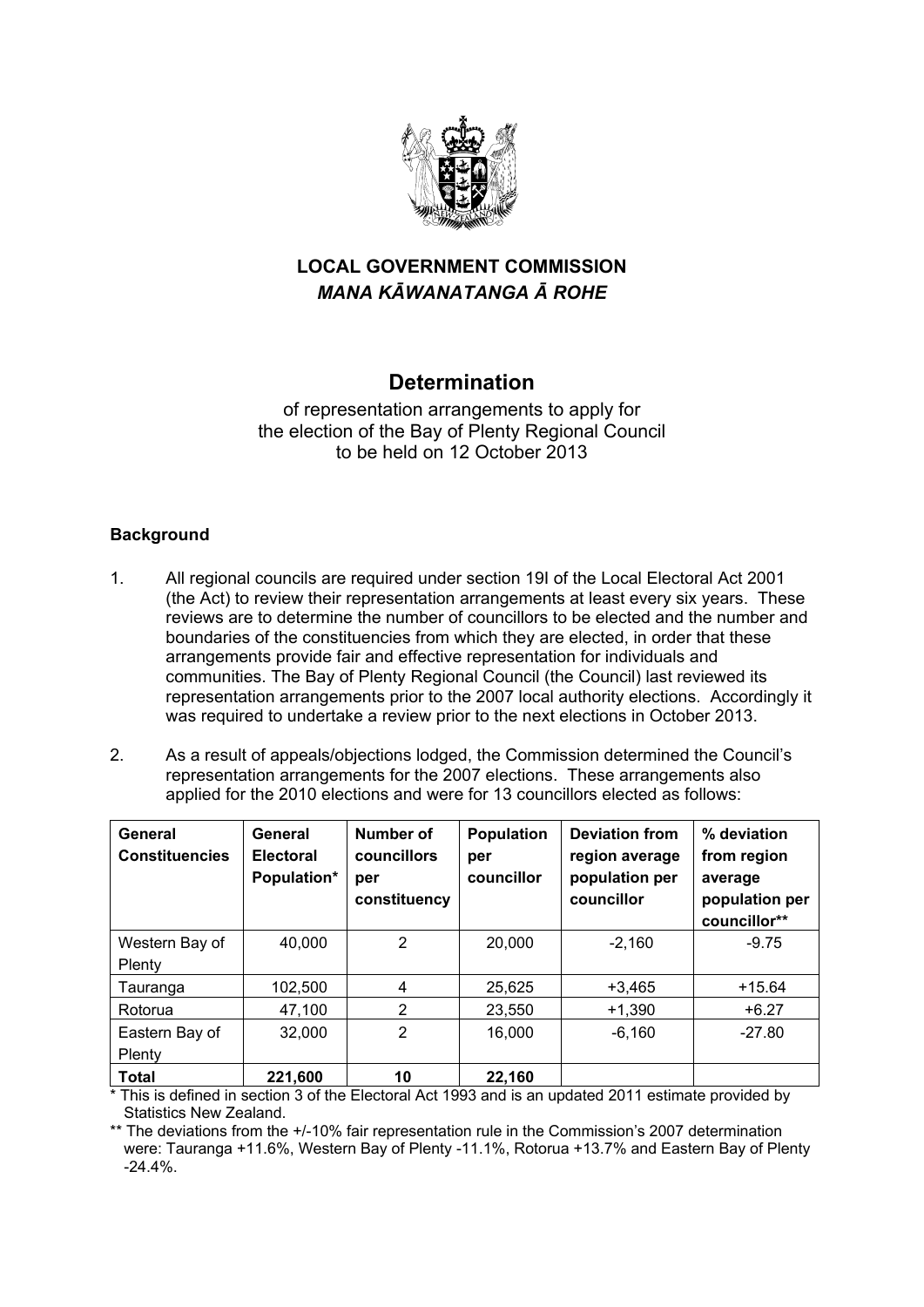## LOCAL GOVERNMENT COMMISSION
## *MANA KĀWANATANGA Ā ROHE*

# Determination

of representation arrangements to apply for the election of the Bay of Plenty Regional Council to be held on 12 October 2013

### Background

1. All regional councils are required under section 19I of the Local Electoral Act 2001 (the Act) to review their representation arrangements at least every six years. These reviews are to determine the number of councillors to be elected and the number and boundaries of the constituencies from which they are elected, in order that these arrangements provide fair and effective representation for individuals and communities. The Bay of Plenty Regional Council (the Council) last reviewed its representation arrangements prior to the 2007 local authority elections. Accordingly it was required to undertake a review prior to the next elections in October 2013.

2. As a result of appeals/objections lodged, the Commission determined the Council's representation arrangements for the 2007 elections. These arrangements also applied for the 2010 elections and were for 13 councillors elected as follows:

| General Constituencies | General Electoral Population* | Number of councillors per constituency | Population per councillor | Deviation from region average population per councillor | % deviation from region average population per councillor** |
|---|---|---|---|---|---|
| Western Bay of Plenty | 40,000 | 2 | 20,000 | -2,160 | -9.75 |
| Tauranga | 102,500 | 4 | 25,625 | +3,465 | +15.64 |
| Rotorua | 47,100 | 2 | 23,550 | +1,390 | +6.27 |
| Eastern Bay of Plenty | 32,000 | 2 | 16,000 | -6,160 | -27.80 |
| **Total** | **221,600** | **10** | **22,160** | | |

\* This is defined in section 3 of the Electoral Act 1993 and is an updated 2011 estimate provided by Statistics New Zealand.

\** The deviations from the +/-10% fair representation rule in the Commission's 2007 determination were: Tauranga +11.6%, Western Bay of Plenty -11.1%, Rotorua +13.7% and Eastern Bay of Plenty -24.4%.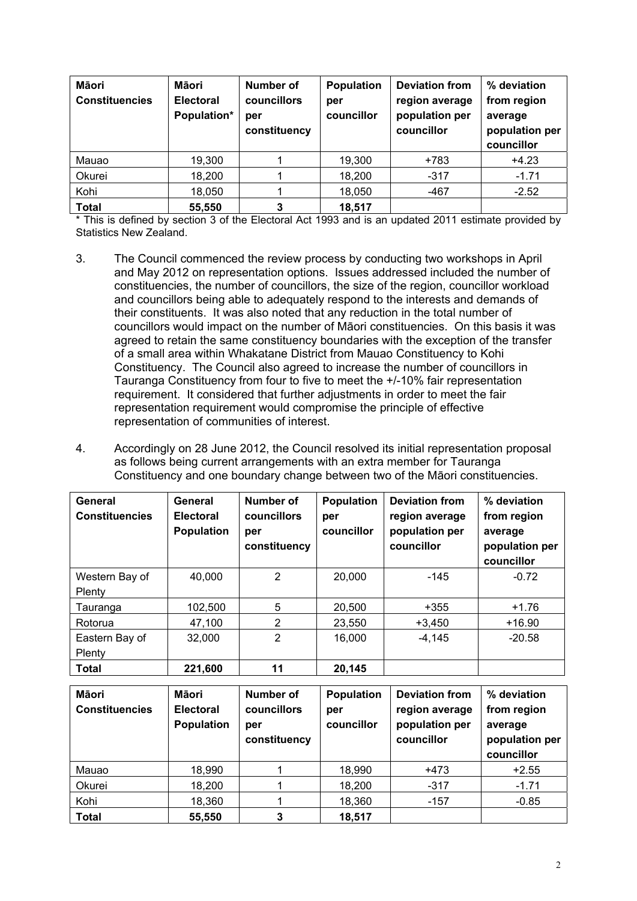| Māori Constituencies | Māori Electoral Population* | Number of councillors per constituency | Population per councillor | Deviation from region average population per councillor | % deviation from region average population per councillor |
|---|---|---|---|---|---|
| Mauao | 19,300 | 1 | 19,300 | +783 | +4.23 |
| Okurei | 18,200 | 1 | 18,200 | -317 | -1.71 |
| Kohi | 18,050 | 1 | 18,050 | -467 | -2.52 |
| **Total** | **55,550** | **3** | **18,517** | | |

* This is defined by section 3 of the Electoral Act 1993 and is an updated 2011 estimate provided by Statistics New Zealand.

3. The Council commenced the review process by conducting two workshops in April and May 2012 on representation options. Issues addressed included the number of constituencies, the number of councillors, the size of the region, councillor workload and councillors being able to adequately respond to the interests and demands of their constituents. It was also noted that any reduction in the total number of councillors would impact on the number of Māori constituencies. On this basis it was agreed to retain the same constituency boundaries with the exception of the transfer of a small area within Whakatane District from Mauao Constituency to Kohi Constituency. The Council also agreed to increase the number of councillors in Tauranga Constituency from four to five to meet the +/-10% fair representation requirement. It considered that further adjustments in order to meet the fair representation requirement would compromise the principle of effective representation of communities of interest.

4. Accordingly on 28 June 2012, the Council resolved its initial representation proposal as follows being current arrangements with an extra member for Tauranga Constituency and one boundary change between two of the Māori constituencies.

| General Constituencies | General Electoral Population | Number of councillors per constituency | Population per councillor | Deviation from region average population per councillor | % deviation from region average population per councillor |
|---|---|---|---|---|---|
| Western Bay of Plenty | 40,000 | 2 | 20,000 | -145 | -0.72 |
| Tauranga | 102,500 | 5 | 20,500 | +355 | +1.76 |
| Rotorua | 47,100 | 2 | 23,550 | +3,450 | +16.90 |
| Eastern Bay of Plenty | 32,000 | 2 | 16,000 | -4,145 | -20.58 |
| **Total** | **221,600** | **11** | **20,145** | | |

| Māori Constituencies | Māori Electoral Population | Number of councillors per constituency | Population per councillor | Deviation from region average population per councillor | % deviation from region average population per councillor |
|---|---|---|---|---|---|
| Mauao | 18,990 | 1 | 18,990 | +473 | +2.55 |
| Okurei | 18,200 | 1 | 18,200 | -317 | -1.71 |
| Kohi | 18,360 | 1 | 18,360 | -157 | -0.85 |
| **Total** | **55,550** | **3** | **18,517** | | |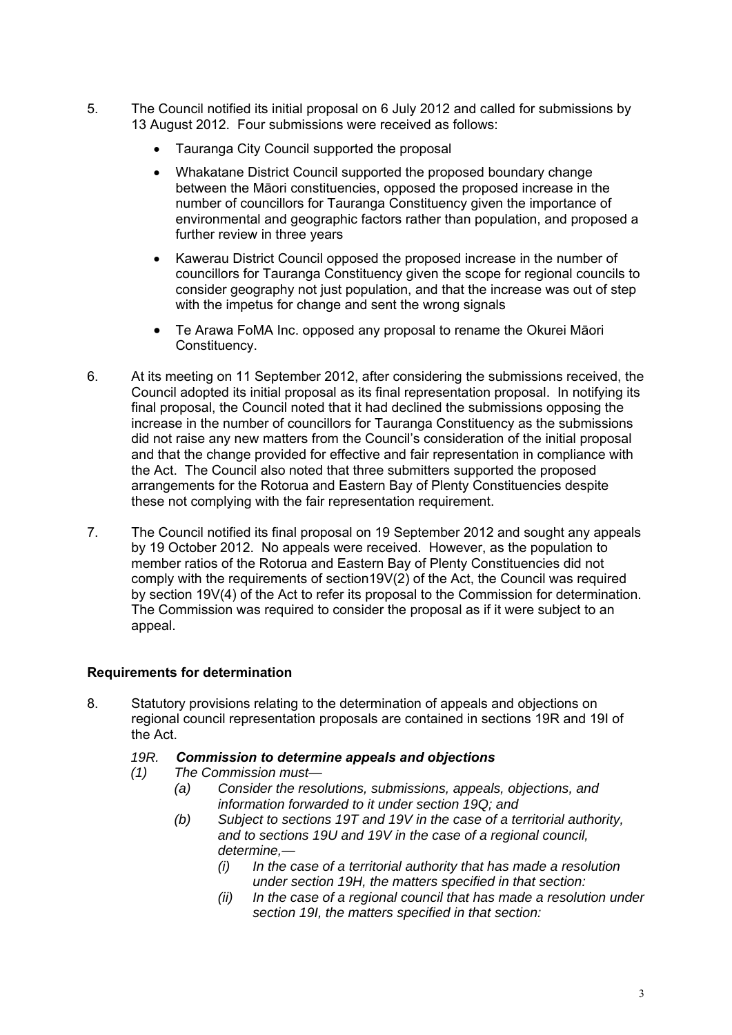5. The Council notified its initial proposal on 6 July 2012 and called for submissions by 13 August 2012. Four submissions were received as follows:

   - Tauranga City Council supported the proposal
   - Whakatane District Council supported the proposed boundary change between the Māori constituencies, opposed the proposed increase in the number of councillors for Tauranga Constituency given the importance of environmental and geographic factors rather than population, and proposed a further review in three years
   - Kawerau District Council opposed the proposed increase in the number of councillors for Tauranga Constituency given the scope for regional councils to consider geography not just population, and that the increase was out of step with the impetus for change and sent the wrong signals
   - Te Arawa FoMA Inc. opposed any proposal to rename the Okurei Māori Constituency.

6. At its meeting on 11 September 2012, after considering the submissions received, the Council adopted its initial proposal as its final representation proposal. In notifying its final proposal, the Council noted that it had declined the submissions opposing the increase in the number of councillors for Tauranga Constituency as the submissions did not raise any new matters from the Council's consideration of the initial proposal and that the change provided for effective and fair representation in compliance with the Act. The Council also noted that three submitters supported the proposed arrangements for the Rotorua and Eastern Bay of Plenty Constituencies despite these not complying with the fair representation requirement.

7. The Council notified its final proposal on 19 September 2012 and sought any appeals by 19 October 2012. No appeals were received. However, as the population to member ratios of the Rotorua and Eastern Bay of Plenty Constituencies did not comply with the requirements of section19V(2) of the Act, the Council was required by section 19V(4) of the Act to refer its proposal to the Commission for determination. The Commission was required to consider the proposal as if it were subject to an appeal.

**Requirements for determination**

8. Statutory provisions relating to the determination of appeals and objections on regional council representation proposals are contained in sections 19R and 19I of the Act.

   *19R.* ***Commission to determine appeals and objections***

   *(1) The Commission must—*

   *(a) Consider the resolutions, submissions, appeals, objections, and information forwarded to it under section 19Q; and*

   *(b) Subject to sections 19T and 19V in the case of a territorial authority, and to sections 19U and 19V in the case of a regional council, determine,—*

   *(i) In the case of a territorial authority that has made a resolution under section 19H, the matters specified in that section:*

   *(ii) In the case of a regional council that has made a resolution under section 19I, the matters specified in that section:*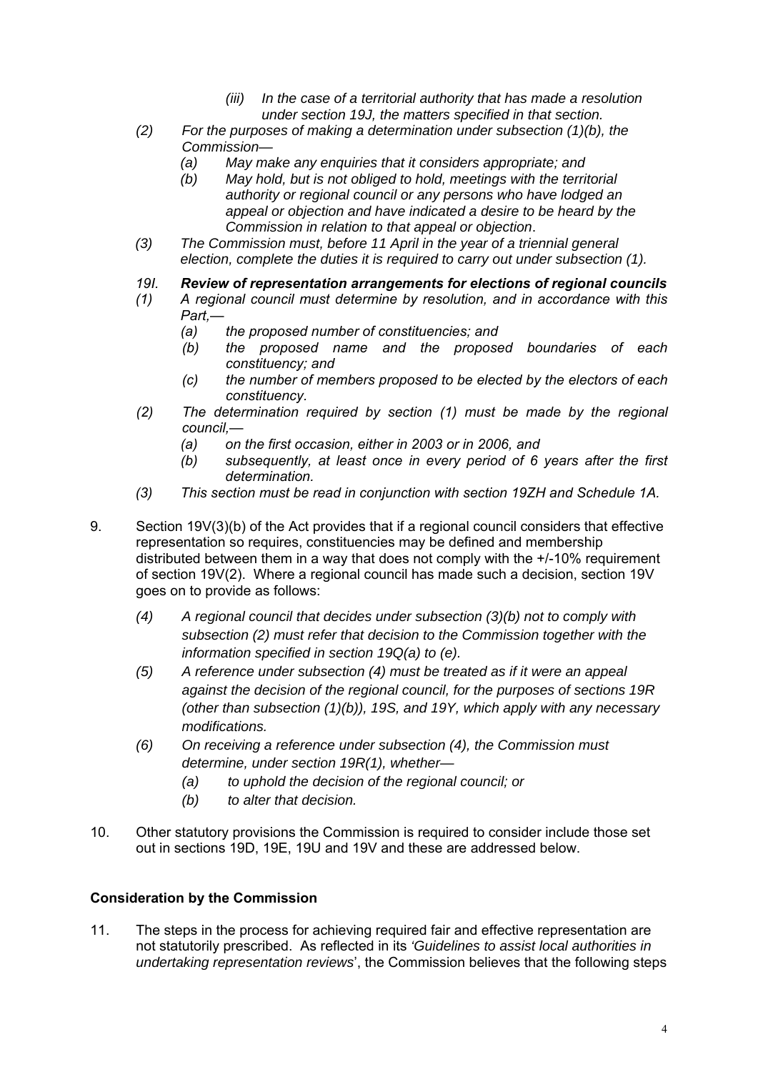> *(iii) In the case of a territorial authority that has made a resolution under section 19J, the matters specified in that section.*
>
> *(2) For the purposes of making a determination under subsection (1)(b), the Commission—*
>
> *(a) May make any enquiries that it considers appropriate; and*
>
> *(b) May hold, but is not obliged to hold, meetings with the territorial authority or regional council or any persons who have lodged an appeal or objection and have indicated a desire to be heard by the Commission in relation to that appeal or objection.*
>
> *(3) The Commission must, before 11 April in the year of a triennial general election, complete the duties it is required to carry out under subsection (1).*
>
> ***19I. Review of representation arrangements for elections of regional councils***
>
> *(1) A regional council must determine by resolution, and in accordance with this Part,—*
>
> *(a) the proposed number of constituencies; and*
>
> *(b) the proposed name and the proposed boundaries of each constituency; and*
>
> *(c) the number of members proposed to be elected by the electors of each constituency.*
>
> *(2) The determination required by section (1) must be made by the regional council,—*
>
> *(a) on the first occasion, either in 2003 or in 2006, and*
>
> *(b) subsequently, at least once in every period of 6 years after the first determination.*
>
> *(3) This section must be read in conjunction with section 19ZH and Schedule 1A.*

9. Section 19V(3)(b) of the Act provides that if a regional council considers that effective representation so requires, constituencies may be defined and membership distributed between them in a way that does not comply with the +/-10% requirement of section 19V(2). Where a regional council has made such a decision, section 19V goes on to provide as follows:

> *(4) A regional council that decides under subsection (3)(b) not to comply with subsection (2) must refer that decision to the Commission together with the information specified in section 19Q(a) to (e).*
>
> *(5) A reference under subsection (4) must be treated as if it were an appeal against the decision of the regional council, for the purposes of sections 19R (other than subsection (1)(b)), 19S, and 19Y, which apply with any necessary modifications.*
>
> *(6) On receiving a reference under subsection (4), the Commission must determine, under section 19R(1), whether—*
>
> *(a) to uphold the decision of the regional council; or*
>
> *(b) to alter that decision.*

10. Other statutory provisions the Commission is required to consider include those set out in sections 19D, 19E, 19U and 19V and these are addressed below.

**Consideration by the Commission**

11. The steps in the process for achieving required fair and effective representation are not statutorily prescribed. As reflected in its *'Guidelines to assist local authorities in undertaking representation reviews*', the Commission believes that the following steps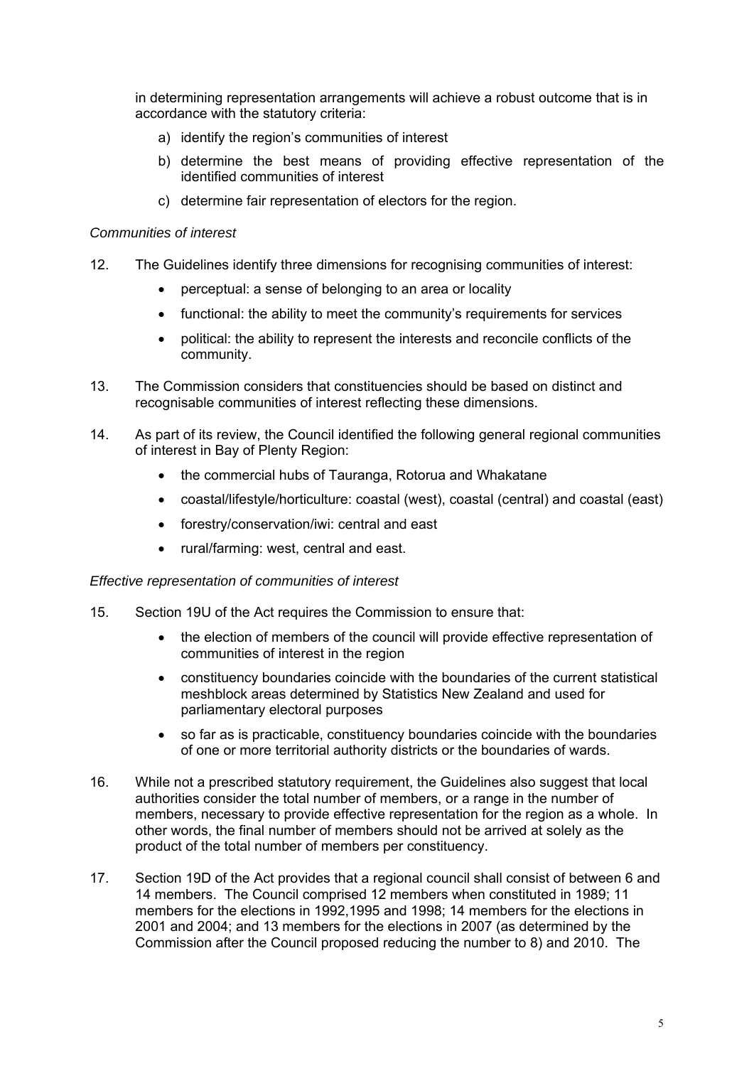in determining representation arrangements will achieve a robust outcome that is in accordance with the statutory criteria:

a) identify the region's communities of interest
b) determine the best means of providing effective representation of the identified communities of interest
c) determine fair representation of electors for the region.

*Communities of interest*

12. The Guidelines identify three dimensions for recognising communities of interest:
    - perceptual: a sense of belonging to an area or locality
    - functional: the ability to meet the community's requirements for services
    - political: the ability to represent the interests and reconcile conflicts of the community.

13. The Commission considers that constituencies should be based on distinct and recognisable communities of interest reflecting these dimensions.

14. As part of its review, the Council identified the following general regional communities of interest in Bay of Plenty Region:
    - the commercial hubs of Tauranga, Rotorua and Whakatane
    - coastal/lifestyle/horticulture: coastal (west), coastal (central) and coastal (east)
    - forestry/conservation/iwi: central and east
    - rural/farming: west, central and east.

*Effective representation of communities of interest*

15. Section 19U of the Act requires the Commission to ensure that:
    - the election of members of the council will provide effective representation of communities of interest in the region
    - constituency boundaries coincide with the boundaries of the current statistical meshblock areas determined by Statistics New Zealand and used for parliamentary electoral purposes
    - so far as is practicable, constituency boundaries coincide with the boundaries of one or more territorial authority districts or the boundaries of wards.

16. While not a prescribed statutory requirement, the Guidelines also suggest that local authorities consider the total number of members, or a range in the number of members, necessary to provide effective representation for the region as a whole. In other words, the final number of members should not be arrived at solely as the product of the total number of members per constituency.

17. Section 19D of the Act provides that a regional council shall consist of between 6 and 14 members. The Council comprised 12 members when constituted in 1989; 11 members for the elections in 1992,1995 and 1998; 14 members for the elections in 2001 and 2004; and 13 members for the elections in 2007 (as determined by the Commission after the Council proposed reducing the number to 8) and 2010. The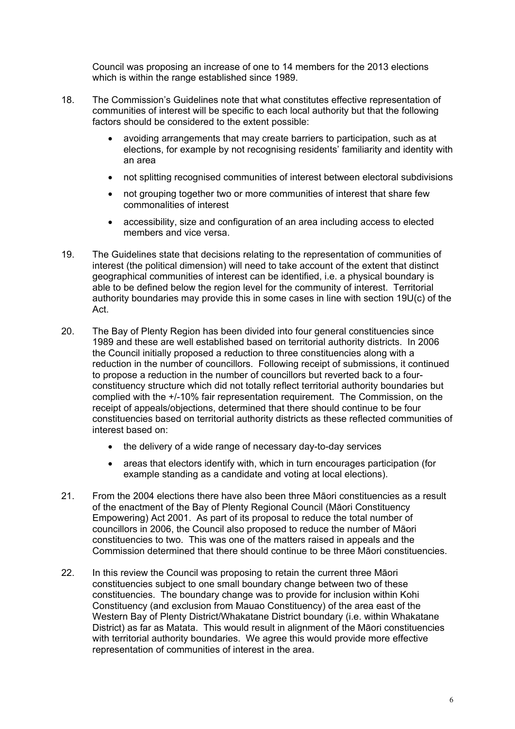Council was proposing an increase of one to 14 members for the 2013 elections which is within the range established since 1989.

18. The Commission's Guidelines note that what constitutes effective representation of communities of interest will be specific to each local authority but that the following factors should be considered to the extent possible:

    - avoiding arrangements that may create barriers to participation, such as at elections, for example by not recognising residents' familiarity and identity with an area
    - not splitting recognised communities of interest between electoral subdivisions
    - not grouping together two or more communities of interest that share few commonalities of interest
    - accessibility, size and configuration of an area including access to elected members and vice versa.

19. The Guidelines state that decisions relating to the representation of communities of interest (the political dimension) will need to take account of the extent that distinct geographical communities of interest can be identified, i.e. a physical boundary is able to be defined below the region level for the community of interest. Territorial authority boundaries may provide this in some cases in line with section 19U(c) of the Act.

20. The Bay of Plenty Region has been divided into four general constituencies since 1989 and these are well established based on territorial authority districts. In 2006 the Council initially proposed a reduction to three constituencies along with a reduction in the number of councillors. Following receipt of submissions, it continued to propose a reduction in the number of councillors but reverted back to a four-constituency structure which did not totally reflect territorial authority boundaries but complied with the +/-10% fair representation requirement. The Commission, on the receipt of appeals/objections, determined that there should continue to be four constituencies based on territorial authority districts as these reflected communities of interest based on:

    - the delivery of a wide range of necessary day-to-day services
    - areas that electors identify with, which in turn encourages participation (for example standing as a candidate and voting at local elections).

21. From the 2004 elections there have also been three Māori constituencies as a result of the enactment of the Bay of Plenty Regional Council (Māori Constituency Empowering) Act 2001. As part of its proposal to reduce the total number of councillors in 2006, the Council also proposed to reduce the number of Māori constituencies to two. This was one of the matters raised in appeals and the Commission determined that there should continue to be three Māori constituencies.

22. In this review the Council was proposing to retain the current three Māori constituencies subject to one small boundary change between two of these constituencies. The boundary change was to provide for inclusion within Kohi Constituency (and exclusion from Mauao Constituency) of the area east of the Western Bay of Plenty District/Whakatane District boundary (i.e. within Whakatane District) as far as Matata. This would result in alignment of the Māori constituencies with territorial authority boundaries. We agree this would provide more effective representation of communities of interest in the area.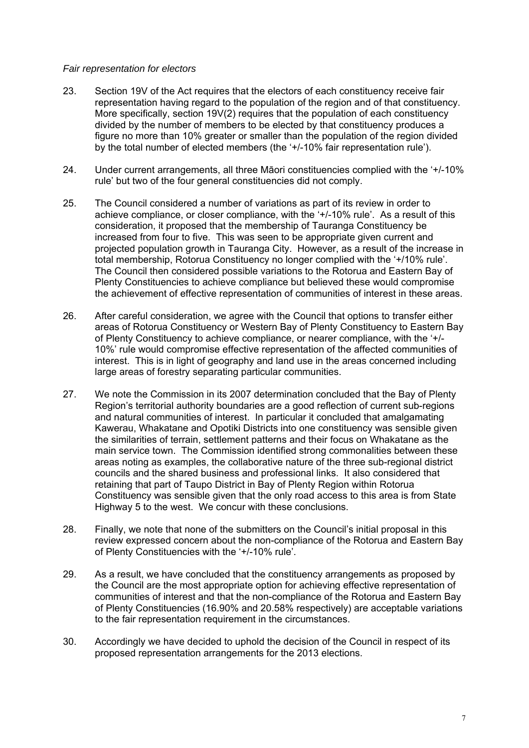*Fair representation for electors*

23. Section 19V of the Act requires that the electors of each constituency receive fair representation having regard to the population of the region and of that constituency. More specifically, section 19V(2) requires that the population of each constituency divided by the number of members to be elected by that constituency produces a figure no more than 10% greater or smaller than the population of the region divided by the total number of elected members (the '+/-10% fair representation rule').

24. Under current arrangements, all three Māori constituencies complied with the '+/-10% rule' but two of the four general constituencies did not comply.

25. The Council considered a number of variations as part of its review in order to achieve compliance, or closer compliance, with the '+/-10% rule'. As a result of this consideration, it proposed that the membership of Tauranga Constituency be increased from four to five. This was seen to be appropriate given current and projected population growth in Tauranga City. However, as a result of the increase in total membership, Rotorua Constituency no longer complied with the '+/10% rule'. The Council then considered possible variations to the Rotorua and Eastern Bay of Plenty Constituencies to achieve compliance but believed these would compromise the achievement of effective representation of communities of interest in these areas.

26. After careful consideration, we agree with the Council that options to transfer either areas of Rotorua Constituency or Western Bay of Plenty Constituency to Eastern Bay of Plenty Constituency to achieve compliance, or nearer compliance, with the '+/-10%' rule would compromise effective representation of the affected communities of interest. This is in light of geography and land use in the areas concerned including large areas of forestry separating particular communities.

27. We note the Commission in its 2007 determination concluded that the Bay of Plenty Region's territorial authority boundaries are a good reflection of current sub-regions and natural communities of interest. In particular it concluded that amalgamating Kawerau, Whakatane and Opotiki Districts into one constituency was sensible given the similarities of terrain, settlement patterns and their focus on Whakatane as the main service town. The Commission identified strong commonalities between these areas noting as examples, the collaborative nature of the three sub-regional district councils and the shared business and professional links. It also considered that retaining that part of Taupo District in Bay of Plenty Region within Rotorua Constituency was sensible given that the only road access to this area is from State Highway 5 to the west. We concur with these conclusions.

28. Finally, we note that none of the submitters on the Council's initial proposal in this review expressed concern about the non-compliance of the Rotorua and Eastern Bay of Plenty Constituencies with the '+/-10% rule'.

29. As a result, we have concluded that the constituency arrangements as proposed by the Council are the most appropriate option for achieving effective representation of communities of interest and that the non-compliance of the Rotorua and Eastern Bay of Plenty Constituencies (16.90% and 20.58% respectively) are acceptable variations to the fair representation requirement in the circumstances.

30. Accordingly we have decided to uphold the decision of the Council in respect of its proposed representation arrangements for the 2013 elections.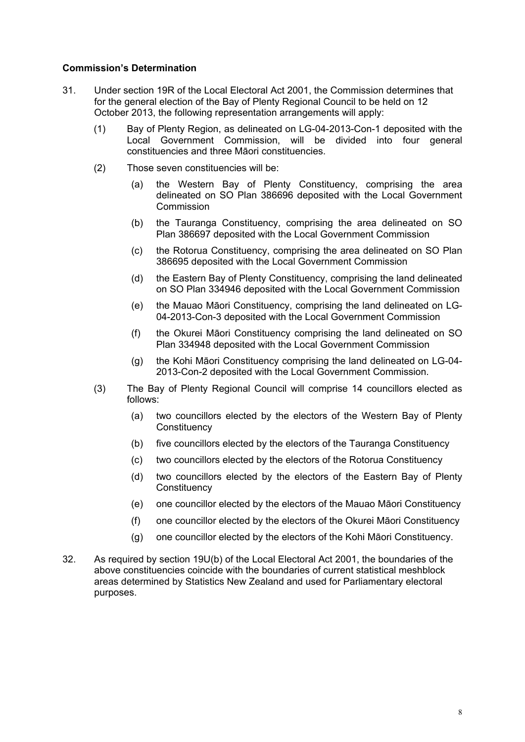**Commission's Determination**

31. Under section 19R of the Local Electoral Act 2001, the Commission determines that for the general election of the Bay of Plenty Regional Council to be held on 12 October 2013, the following representation arrangements will apply:

    (1) Bay of Plenty Region, as delineated on LG-04-2013-Con-1 deposited with the Local Government Commission, will be divided into four general constituencies and three Māori constituencies.

    (2) Those seven constituencies will be:

        (a) the Western Bay of Plenty Constituency, comprising the area delineated on SO Plan 386696 deposited with the Local Government Commission

        (b) the Tauranga Constituency, comprising the area delineated on SO Plan 386697 deposited with the Local Government Commission

        (c) the Rotorua Constituency, comprising the area delineated on SO Plan 386695 deposited with the Local Government Commission

        (d) the Eastern Bay of Plenty Constituency, comprising the land delineated on SO Plan 334946 deposited with the Local Government Commission

        (e) the Mauao Māori Constituency, comprising the land delineated on LG-04-2013-Con-3 deposited with the Local Government Commission

        (f) the Okurei Māori Constituency comprising the land delineated on SO Plan 334948 deposited with the Local Government Commission

        (g) the Kohi Māori Constituency comprising the land delineated on LG-04-2013-Con-2 deposited with the Local Government Commission.

    (3) The Bay of Plenty Regional Council will comprise 14 councillors elected as follows:

        (a) two councillors elected by the electors of the Western Bay of Plenty Constituency

        (b) five councillors elected by the electors of the Tauranga Constituency

        (c) two councillors elected by the electors of the Rotorua Constituency

        (d) two councillors elected by the electors of the Eastern Bay of Plenty Constituency

        (e) one councillor elected by the electors of the Mauao Māori Constituency

        (f) one councillor elected by the electors of the Okurei Māori Constituency

        (g) one councillor elected by the electors of the Kohi Māori Constituency.

32. As required by section 19U(b) of the Local Electoral Act 2001, the boundaries of the above constituencies coincide with the boundaries of current statistical meshblock areas determined by Statistics New Zealand and used for Parliamentary electoral purposes.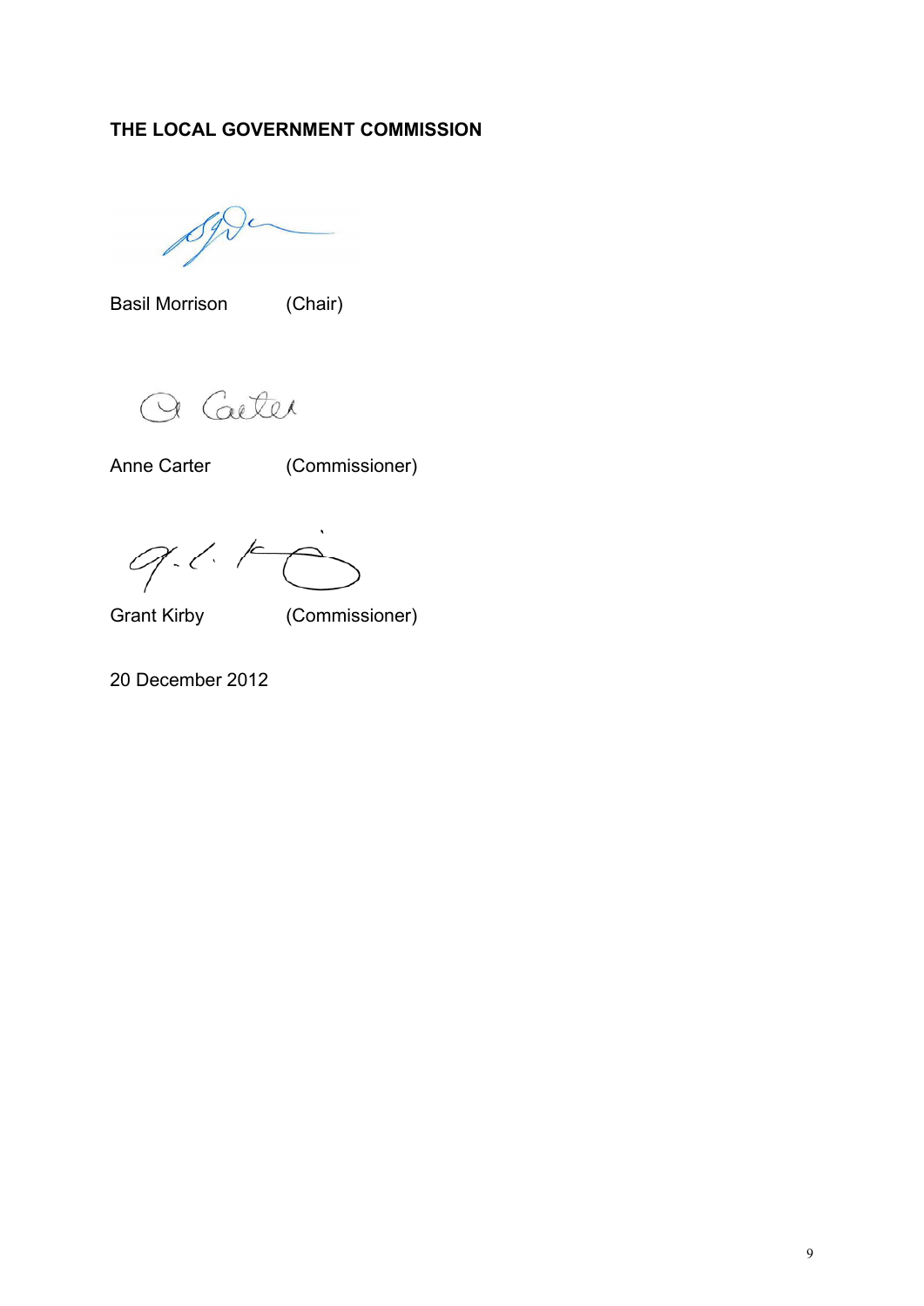**THE LOCAL GOVERNMENT COMMISSION**

Basil Morrison (Chair)

Anne Carter (Commissioner)

Grant Kirby (Commissioner)

20 December 2012